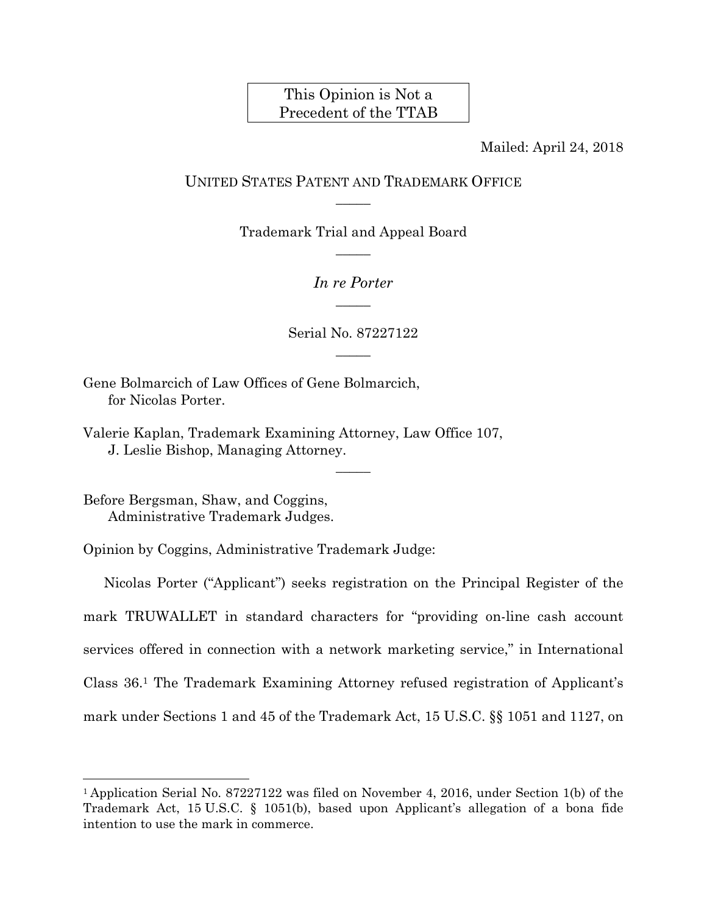This Opinion is Not a Precedent of the TTAB

Mailed: April 24, 2018

UNITED STATES PATENT AND TRADEMARK OFFICE

Trademark Trial and Appeal Board

*In re Porter*

Serial No. 87227122

Gene Bolmarcich of Law Offices of Gene Bolmarcich,
for Nicolas Porter.

Valerie Kaplan, Trademark Examining Attorney, Law Office 107,
J. Leslie Bishop, Managing Attorney.

Before Bergsman, Shaw, and Coggins,
Administrative Trademark Judges.

Opinion by Coggins, Administrative Trademark Judge:

Nicolas Porter ("Applicant") seeks registration on the Principal Register of the mark TRUWALLET in standard characters for "providing on-line cash account services offered in connection with a network marketing service," in International Class 36.[1] The Trademark Examining Attorney refused registration of Applicant's mark under Sections 1 and 45 of the Trademark Act, 15 U.S.C. §§ 1051 and 1127, on

[1] Application Serial No. 87227122 was filed on November 4, 2016, under Section 1(b) of the Trademark Act, 15 U.S.C. § 1051(b), based upon Applicant's allegation of a bona fide intention to use the mark in commerce.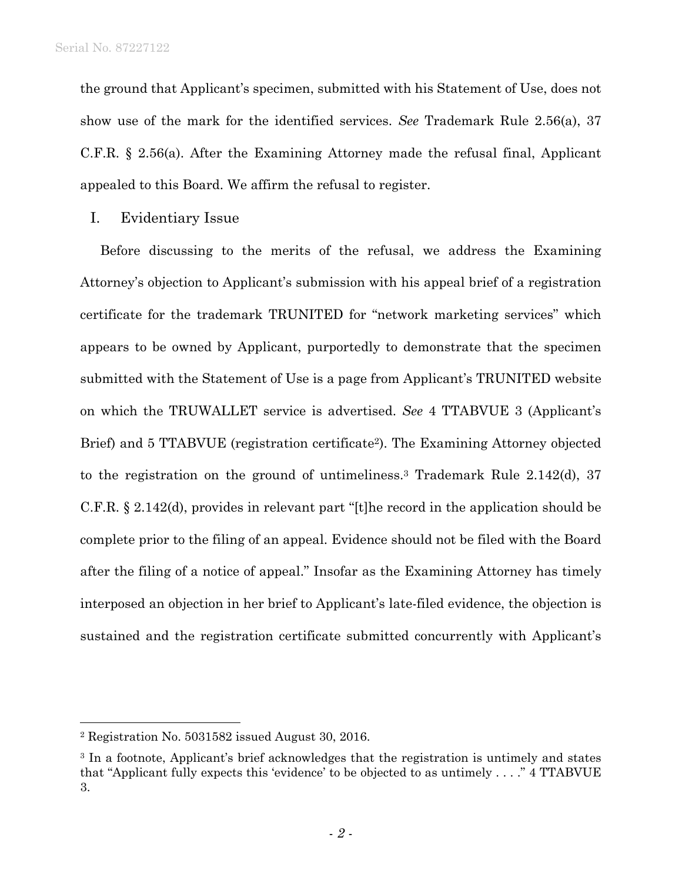the ground that Applicant's specimen, submitted with his Statement of Use, does not show use of the mark for the identified services. *See* Trademark Rule 2.56(a), 37 C.F.R. § 2.56(a). After the Examining Attorney made the refusal final, Applicant appealed to this Board. We affirm the refusal to register.

## I. Evidentiary Issue

Before discussing to the merits of the refusal, we address the Examining Attorney's objection to Applicant's submission with his appeal brief of a registration certificate for the trademark TRUNITED for "network marketing services" which appears to be owned by Applicant, purportedly to demonstrate that the specimen submitted with the Statement of Use is a page from Applicant's TRUNITED website on which the TRUWALLET service is advertised. *See* 4 TTABVUE 3 (Applicant's Brief) and 5 TTABVUE (registration certificate[2]). The Examining Attorney objected to the registration on the ground of untimeliness.[3] Trademark Rule 2.142(d), 37 C.F.R. § 2.142(d), provides in relevant part "[t]he record in the application should be complete prior to the filing of an appeal. Evidence should not be filed with the Board after the filing of a notice of appeal." Insofar as the Examining Attorney has timely interposed an objection in her brief to Applicant's late-filed evidence, the objection is sustained and the registration certificate submitted concurrently with Applicant's

---

[2] Registration No. 5031582 issued August 30, 2016.

[3] In a footnote, Applicant's brief acknowledges that the registration is untimely and states that "Applicant fully expects this 'evidence' to be objected to as untimely . . . ." 4 TTABVUE 3.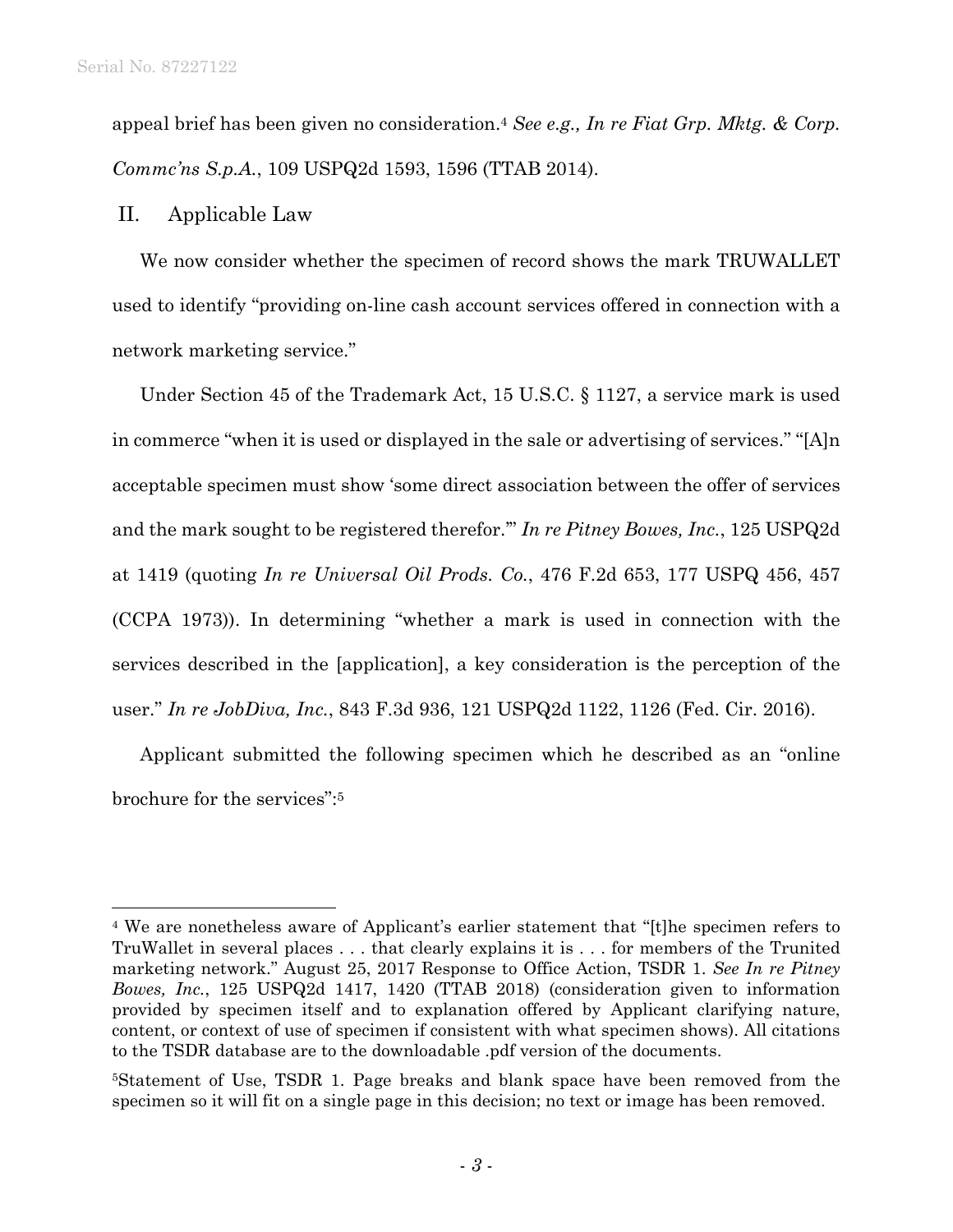appeal brief has been given no consideration.[4] *See e.g., In re Fiat Grp. Mktg. & Corp. Commc'ns S.p.A.*, 109 USPQ2d 1593, 1596 (TTAB 2014).

## II. Applicable Law

We now consider whether the specimen of record shows the mark TRUWALLET used to identify "providing on-line cash account services offered in connection with a network marketing service."

Under Section 45 of the Trademark Act, 15 U.S.C. § 1127, a service mark is used in commerce "when it is used or displayed in the sale or advertising of services." "[A]n acceptable specimen must show 'some direct association between the offer of services and the mark sought to be registered therefor.'" *In re Pitney Bowes, Inc.*, 125 USPQ2d at 1419 (quoting *In re Universal Oil Prods. Co.*, 476 F.2d 653, 177 USPQ 456, 457 (CCPA 1973)). In determining "whether a mark is used in connection with the services described in the [application], a key consideration is the perception of the user." *In re JobDiva, Inc.*, 843 F.3d 936, 121 USPQ2d 1122, 1126 (Fed. Cir. 2016).

Applicant submitted the following specimen which he described as an "online brochure for the services":[5]

---

[4] We are nonetheless aware of Applicant's earlier statement that "[t]he specimen refers to TruWallet in several places . . . that clearly explains it is . . . for members of the Trunited marketing network." August 25, 2017 Response to Office Action, TSDR 1. *See In re Pitney Bowes, Inc.*, 125 USPQ2d 1417, 1420 (TTAB 2018) (consideration given to information provided by specimen itself and to explanation offered by Applicant clarifying nature, content, or context of use of specimen if consistent with what specimen shows). All citations to the TSDR database are to the downloadable .pdf version of the documents.

[5] Statement of Use, TSDR 1. Page breaks and blank space have been removed from the specimen so it will fit on a single page in this decision; no text or image has been removed.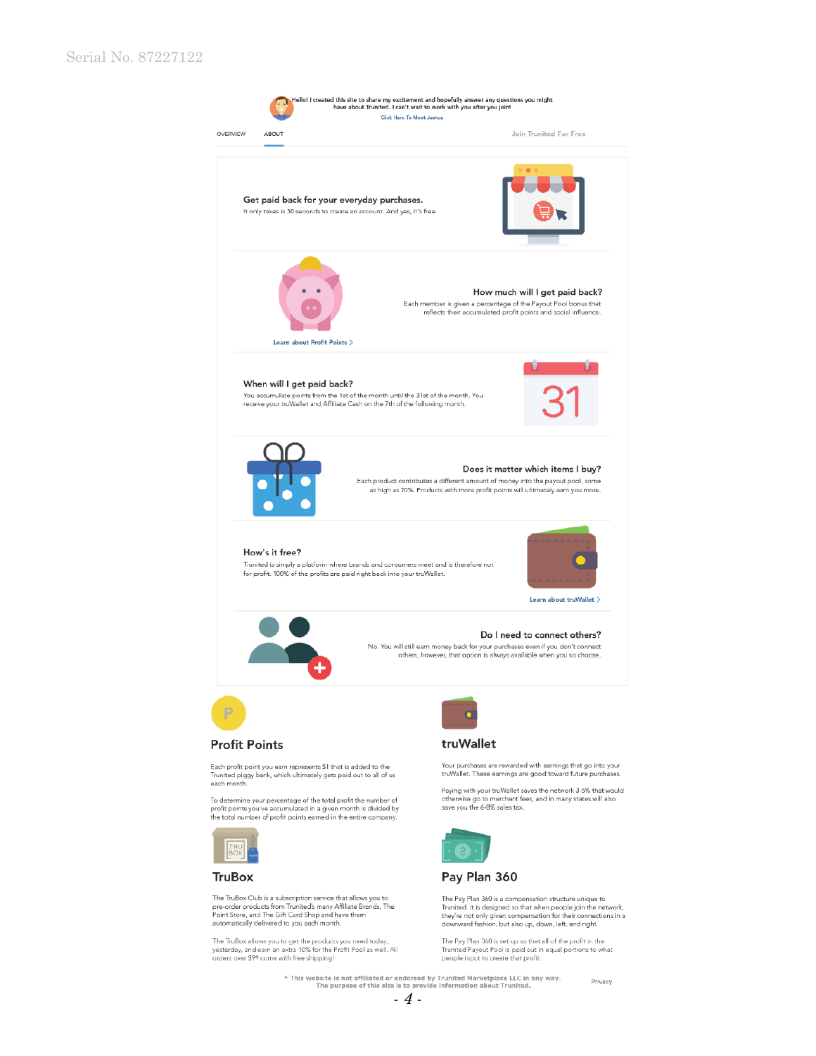Serial No. 87227122

Hello! I created this site to share my excitement and hopefully answer any questions you might have about Trunited. I can't wait to work with you after you join!

Click Here To Meet Joshua

OVERVIEW ABOUT Join Trunited For Free

## Get paid back for your everyday purchases.

It only takes is 30 seconds to create an account. And yes, it's free.

## How much will I get paid back?

Each member is given a percentage of the Payout Pool bonus that reflects their accumulated profit points and social influence.

Learn about Profit Points >

## When will I get paid back?

You accumulate points from the 1st of the month until the 31st of the month. You receive your truWallet and Affiliate Cash on the 7th of the following month.

31

## Does it matter which items I buy?

Each product contributes a different amount of money into the payout pool, some as high as 70%. Products with more profit points will ultimately earn you more.

## How's it free?

Trunited is simply a platform where brands and consumers meet and is therefore not for profit. 100% of the profits are paid right back into your truWallet.

Learn about truWallet >

## Do I need to connect others?

No. You will still earn money back for your purchases even if you don't connect others, however, that option is always available when you so choose.

## Profit Points

Each profit point you earn represents $1 that is added to the Trunited piggy bank, which ultimately gets paid out to all of us each month.

To determine your percentage of the total profit the number of profit points you've accumulated in a given month is divided by the total number of profit points earned in the entire company.

## truWallet

Your purchases are rewarded with earnings that go into your truWallet. These earnings are good toward future purchases.

Paying with your truWallet saves the network 3-5% that would otherwise go to merchant fees, and in many states will also save you the 6-8% sales tax.

## TruBox

The TruBox Club is a subscription service that allows you to pre-order products from Trunited's many Affiliate Brands, The Point Store, and The Gift Card Shop and have them automatically delivered to you each month.

The TruBox allows you to get the products you need today, yesterday, and earn an extra 10% for the Profit Pool as well. All orders over $99 come with free shipping!

## Pay Plan 360

The Pay Plan 360 is a compensation structure unique to Trunited. It is designed so that when people join the network, they're not only given compensation for their connections in a downward fashion, but also up, down, left, and right.

The Pay Plan 360 is set up so that all of the profit in the Trunited Payout Pool is paid out in equal portions to what people input to create that profit.

* This website is not affiliated or endorsed by Trunited Marketplace LLC in any way. The purpose of this site is to provide information about Trunited.

Privacy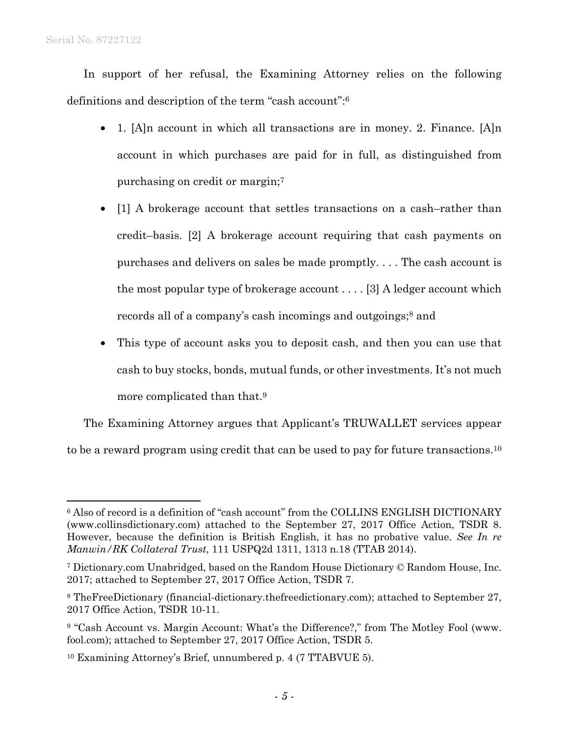In support of her refusal, the Examining Attorney relies on the following definitions and description of the term "cash account":[6]

- 1. [A]n account in which all transactions are in money. 2. Finance. [A]n account in which purchases are paid for in full, as distinguished from purchasing on credit or margin;[7]
- [1] A brokerage account that settles transactions on a cash–rather than credit–basis. [2] A brokerage account requiring that cash payments on purchases and delivers on sales be made promptly. . . . The cash account is the most popular type of brokerage account . . . . [3] A ledger account which records all of a company's cash incomings and outgoings;[8] and
- This type of account asks you to deposit cash, and then you can use that cash to buy stocks, bonds, mutual funds, or other investments. It's not much more complicated than that.[9]

The Examining Attorney argues that Applicant's TRUWALLET services appear to be a reward program using credit that can be used to pay for future transactions.[10]

---

[6] Also of record is a definition of "cash account" from the COLLINS ENGLISH DICTIONARY (www.collinsdictionary.com) attached to the September 27, 2017 Office Action, TSDR 8. However, because the definition is British English, it has no probative value. *See In re Manwin/RK Collateral Trust*, 111 USPQ2d 1311, 1313 n.18 (TTAB 2014).

[7] Dictionary.com Unabridged, based on the Random House Dictionary © Random House, Inc. 2017; attached to September 27, 2017 Office Action, TSDR 7.

[8] TheFreeDictionary (financial-dictionary.thefreedictionary.com); attached to September 27, 2017 Office Action, TSDR 10-11.

[9] "Cash Account vs. Margin Account: What's the Difference?," from The Motley Fool (www.fool.com); attached to September 27, 2017 Office Action, TSDR 5.

[10] Examining Attorney's Brief, unnumbered p. 4 (7 TTABVUE 5).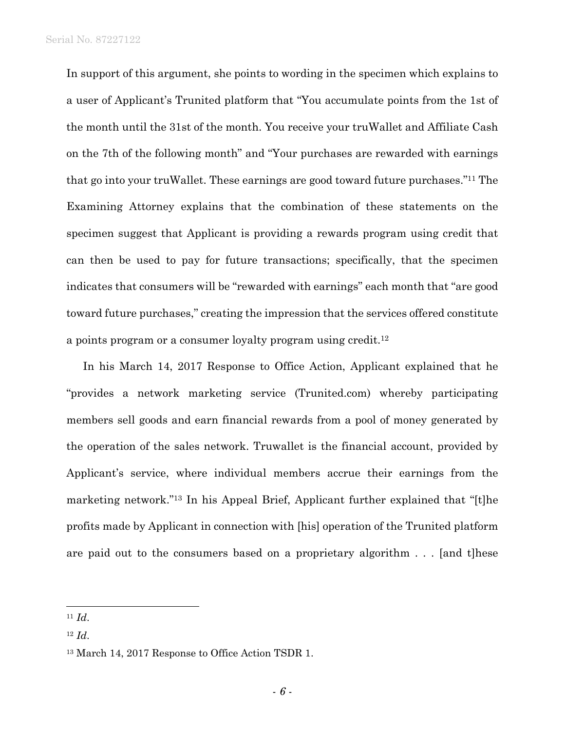In support of this argument, she points to wording in the specimen which explains to a user of Applicant's Trunited platform that "You accumulate points from the 1st of the month until the 31st of the month. You receive your truWallet and Affiliate Cash on the 7th of the following month" and "Your purchases are rewarded with earnings that go into your truWallet. These earnings are good toward future purchases."[11] The Examining Attorney explains that the combination of these statements on the specimen suggest that Applicant is providing a rewards program using credit that can then be used to pay for future transactions; specifically, that the specimen indicates that consumers will be "rewarded with earnings" each month that "are good toward future purchases," creating the impression that the services offered constitute a points program or a consumer loyalty program using credit.[12]

In his March 14, 2017 Response to Office Action, Applicant explained that he "provides a network marketing service (Trunited.com) whereby participating members sell goods and earn financial rewards from a pool of money generated by the operation of the sales network. Truwallet is the financial account, provided by Applicant's service, where individual members accrue their earnings from the marketing network."[13] In his Appeal Brief, Applicant further explained that "[t]he profits made by Applicant in connection with [his] operation of the Trunited platform are paid out to the consumers based on a proprietary algorithm . . . [and t]hese

---

[11] *Id*.

[12] *Id*.

[13] March 14, 2017 Response to Office Action TSDR 1.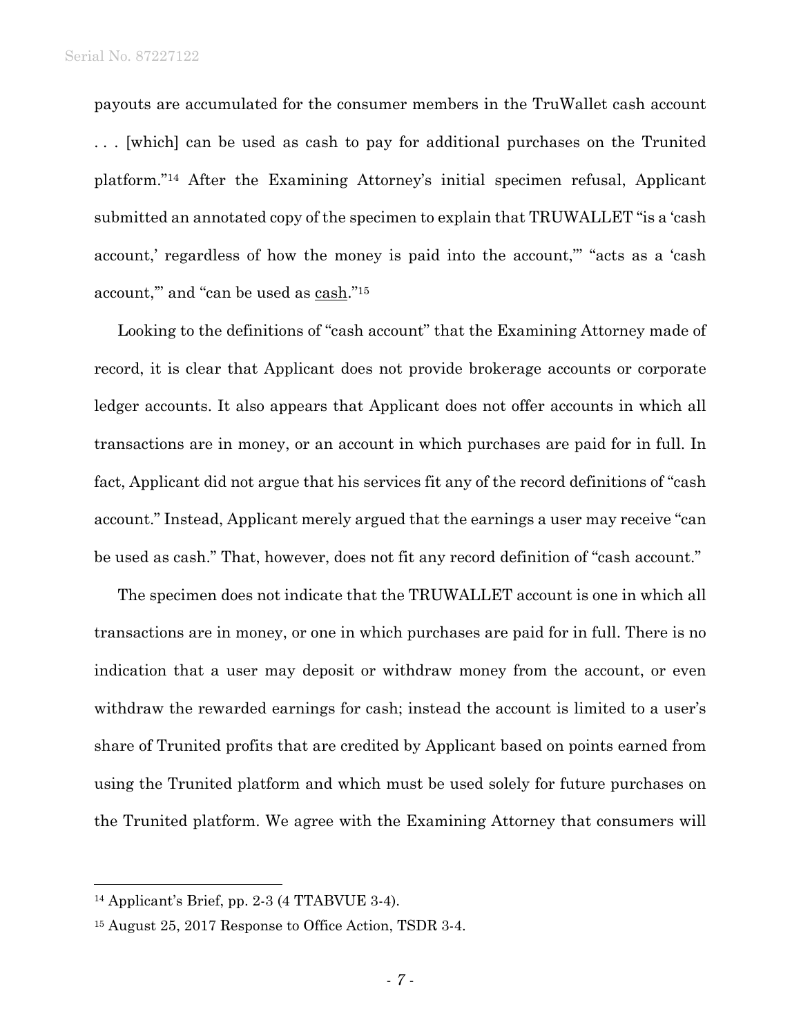payouts are accumulated for the consumer members in the TruWallet cash account . . . [which] can be used as cash to pay for additional purchases on the Trunited platform."[14] After the Examining Attorney's initial specimen refusal, Applicant submitted an annotated copy of the specimen to explain that TRUWALLET "is a 'cash account,' regardless of how the money is paid into the account,'" "acts as a 'cash account,'" and "can be used as cash."[15]

Looking to the definitions of "cash account" that the Examining Attorney made of record, it is clear that Applicant does not provide brokerage accounts or corporate ledger accounts. It also appears that Applicant does not offer accounts in which all transactions are in money, or an account in which purchases are paid for in full. In fact, Applicant did not argue that his services fit any of the record definitions of "cash account." Instead, Applicant merely argued that the earnings a user may receive "can be used as cash." That, however, does not fit any record definition of "cash account."

The specimen does not indicate that the TRUWALLET account is one in which all transactions are in money, or one in which purchases are paid for in full. There is no indication that a user may deposit or withdraw money from the account, or even withdraw the rewarded earnings for cash; instead the account is limited to a user's share of Trunited profits that are credited by Applicant based on points earned from using the Trunited platform and which must be used solely for future purchases on the Trunited platform. We agree with the Examining Attorney that consumers will

---

[14] Applicant's Brief, pp. 2-3 (4 TTABVUE 3-4).

[15] August 25, 2017 Response to Office Action, TSDR 3-4.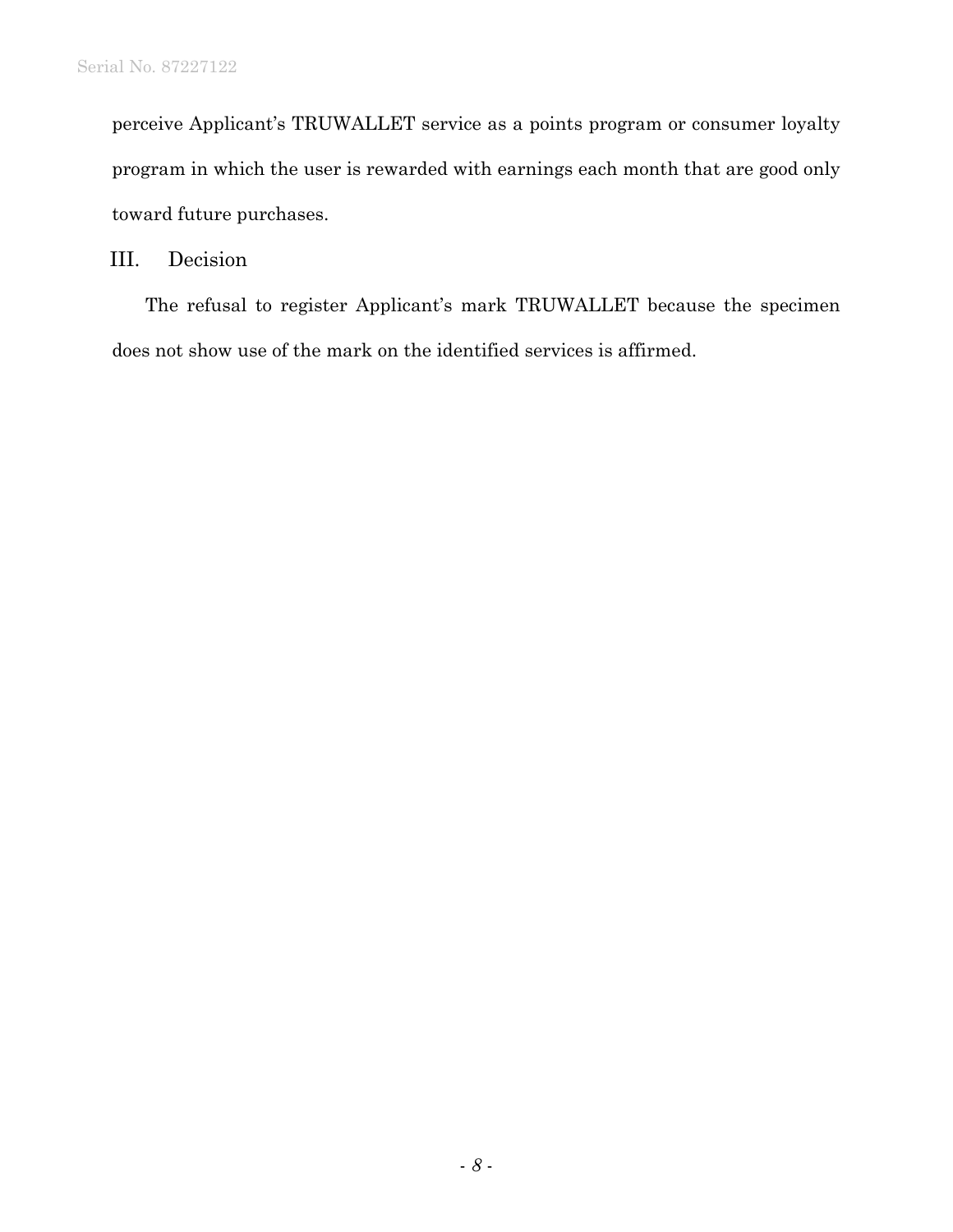perceive Applicant's TRUWALLET service as a points program or consumer loyalty program in which the user is rewarded with earnings each month that are good only toward future purchases.

## III. Decision

The refusal to register Applicant's mark TRUWALLET because the specimen does not show use of the mark on the identified services is affirmed.